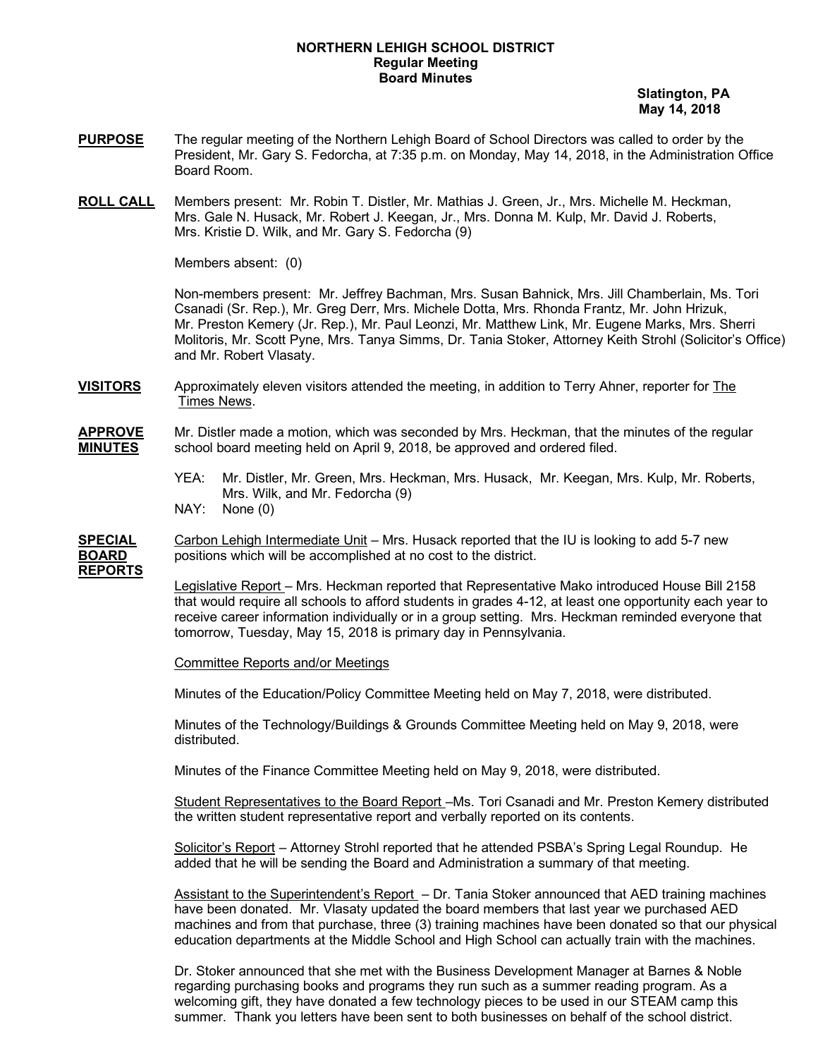**NORTHERN LEHIGH SCHOOL DISTRICT**
**Regular Meeting**
**Board Minutes**

**Slatington, PA**
**May 14, 2018**

**PURPOSE** The regular meeting of the Northern Lehigh Board of School Directors was called to order by the President, Mr. Gary S. Fedorcha, at 7:35 p.m. on Monday, May 14, 2018, in the Administration Office Board Room.

**ROLL CALL** Members present: Mr. Robin T. Distler, Mr. Mathias J. Green, Jr., Mrs. Michelle M. Heckman, Mrs. Gale N. Husack, Mr. Robert J. Keegan, Jr., Mrs. Donna M. Kulp, Mr. David J. Roberts, Mrs. Kristie D. Wilk, and Mr. Gary S. Fedorcha (9)

Members absent: (0)

Non-members present: Mr. Jeffrey Bachman, Mrs. Susan Bahnick, Mrs. Jill Chamberlain, Ms. Tori Csanadi (Sr. Rep.), Mr. Greg Derr, Mrs. Michele Dotta, Mrs. Rhonda Frantz, Mr. John Hrizuk, Mr. Preston Kemery (Jr. Rep.), Mr. Paul Leonzi, Mr. Matthew Link, Mr. Eugene Marks, Mrs. Sherri Molitoris, Mr. Scott Pyne, Mrs. Tanya Simms, Dr. Tania Stoker, Attorney Keith Strohl (Solicitor's Office) and Mr. Robert Vlasaty.

**VISITORS** Approximately eleven visitors attended the meeting, in addition to Terry Ahner, reporter for The Times News.

**APPROVE MINUTES** Mr. Distler made a motion, which was seconded by Mrs. Heckman, that the minutes of the regular school board meeting held on April 9, 2018, be approved and ordered filed.

YEA: Mr. Distler, Mr. Green, Mrs. Heckman, Mrs. Husack, Mr. Keegan, Mrs. Kulp, Mr. Roberts, Mrs. Wilk, and Mr. Fedorcha (9)
NAY: None (0)

**SPECIAL BOARD REPORTS** Carbon Lehigh Intermediate Unit – Mrs. Husack reported that the IU is looking to add 5-7 new positions which will be accomplished at no cost to the district.

Legislative Report – Mrs. Heckman reported that Representative Mako introduced House Bill 2158 that would require all schools to afford students in grades 4-12, at least one opportunity each year to receive career information individually or in a group setting. Mrs. Heckman reminded everyone that tomorrow, Tuesday, May 15, 2018 is primary day in Pennsylvania.

Committee Reports and/or Meetings

Minutes of the Education/Policy Committee Meeting held on May 7, 2018, were distributed.

Minutes of the Technology/Buildings & Grounds Committee Meeting held on May 9, 2018, were distributed.

Minutes of the Finance Committee Meeting held on May 9, 2018, were distributed.

Student Representatives to the Board Report –Ms. Tori Csanadi and Mr. Preston Kemery distributed the written student representative report and verbally reported on its contents.

Solicitor's Report – Attorney Strohl reported that he attended PSBA's Spring Legal Roundup. He added that he will be sending the Board and Administration a summary of that meeting.

Assistant to the Superintendent's Report – Dr. Tania Stoker announced that AED training machines have been donated. Mr. Vlasaty updated the board members that last year we purchased AED machines and from that purchase, three (3) training machines have been donated so that our physical education departments at the Middle School and High School can actually train with the machines.

Dr. Stoker announced that she met with the Business Development Manager at Barnes & Noble regarding purchasing books and programs they run such as a summer reading program. As a welcoming gift, they have donated a few technology pieces to be used in our STEAM camp this summer. Thank you letters have been sent to both businesses on behalf of the school district.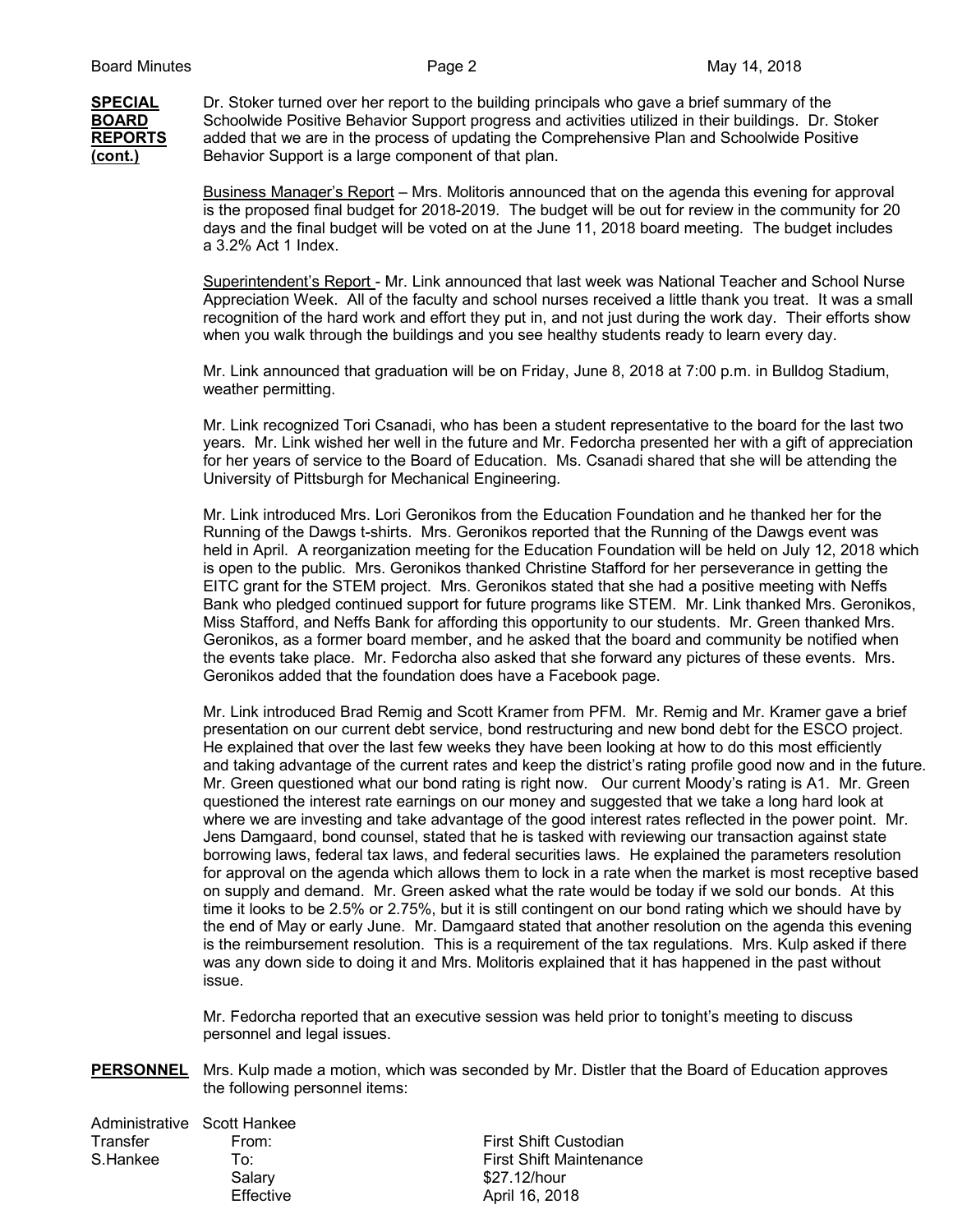**SPECIAL BOARD REPORTS (cont.)**

Dr. Stoker turned over her report to the building principals who gave a brief summary of the Schoolwide Positive Behavior Support progress and activities utilized in their buildings. Dr. Stoker added that we are in the process of updating the Comprehensive Plan and Schoolwide Positive Behavior Support is a large component of that plan.

Business Manager's Report – Mrs. Molitoris announced that on the agenda this evening for approval is the proposed final budget for 2018-2019. The budget will be out for review in the community for 20 days and the final budget will be voted on at the June 11, 2018 board meeting. The budget includes a 3.2% Act 1 Index.

Superintendent's Report - Mr. Link announced that last week was National Teacher and School Nurse Appreciation Week. All of the faculty and school nurses received a little thank you treat. It was a small recognition of the hard work and effort they put in, and not just during the work day. Their efforts show when you walk through the buildings and you see healthy students ready to learn every day.

Mr. Link announced that graduation will be on Friday, June 8, 2018 at 7:00 p.m. in Bulldog Stadium, weather permitting.

Mr. Link recognized Tori Csanadi, who has been a student representative to the board for the last two years. Mr. Link wished her well in the future and Mr. Fedorcha presented her with a gift of appreciation for her years of service to the Board of Education. Ms. Csanadi shared that she will be attending the University of Pittsburgh for Mechanical Engineering.

Mr. Link introduced Mrs. Lori Geronikos from the Education Foundation and he thanked her for the Running of the Dawgs t-shirts. Mrs. Geronikos reported that the Running of the Dawgs event was held in April. A reorganization meeting for the Education Foundation will be held on July 12, 2018 which is open to the public. Mrs. Geronikos thanked Christine Stafford for her perseverance in getting the EITC grant for the STEM project. Mrs. Geronikos stated that she had a positive meeting with Neffs Bank who pledged continued support for future programs like STEM. Mr. Link thanked Mrs. Geronikos, Miss Stafford, and Neffs Bank for affording this opportunity to our students. Mr. Green thanked Mrs. Geronikos, as a former board member, and he asked that the board and community be notified when the events take place. Mr. Fedorcha also asked that she forward any pictures of these events. Mrs. Geronikos added that the foundation does have a Facebook page.

Mr. Link introduced Brad Remig and Scott Kramer from PFM. Mr. Remig and Mr. Kramer gave a brief presentation on our current debt service, bond restructuring and new bond debt for the ESCO project. He explained that over the last few weeks they have been looking at how to do this most efficiently and taking advantage of the current rates and keep the district's rating profile good now and in the future. Mr. Green questioned what our bond rating is right now. Our current Moody's rating is A1. Mr. Green questioned the interest rate earnings on our money and suggested that we take a long hard look at where we are investing and take advantage of the good interest rates reflected in the power point. Mr. Jens Damgaard, bond counsel, stated that he is tasked with reviewing our transaction against state borrowing laws, federal tax laws, and federal securities laws. He explained the parameters resolution for approval on the agenda which allows them to lock in a rate when the market is most receptive based on supply and demand. Mr. Green asked what the rate would be today if we sold our bonds. At this time it looks to be 2.5% or 2.75%, but it is still contingent on our bond rating which we should have by the end of May or early June. Mr. Damgaard stated that another resolution on the agenda this evening is the reimbursement resolution. This is a requirement of the tax regulations. Mrs. Kulp asked if there was any down side to doing it and Mrs. Molitoris explained that it has happened in the past without issue.

Mr. Fedorcha reported that an executive session was held prior to tonight's meeting to discuss personnel and legal issues.

**PERSONNEL**

Mrs. Kulp made a motion, which was seconded by Mr. Distler that the Board of Education approves the following personnel items:

| | | |
|---|---|---|
| Administrative Transfer S.Hankee | Scott Hankee | |
| | From: | First Shift Custodian |
| | To: | First Shift Maintenance |
| | Salary | $27.12/hour |
| | Effective | April 16, 2018 |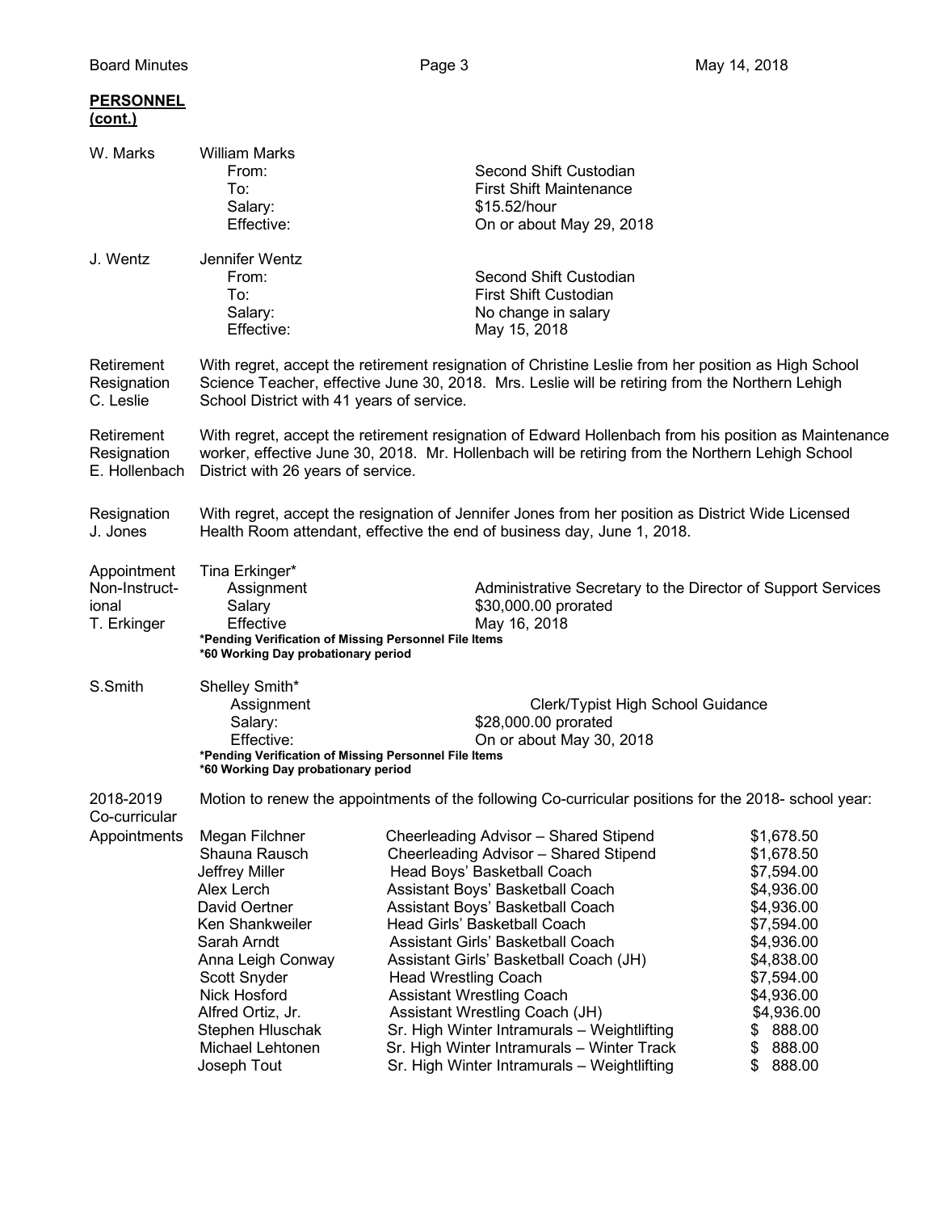**PERSONNEL (cont.)**

W. Marks

William Marks
From: Second Shift Custodian
To: First Shift Maintenance
Salary: $15.52/hour
Effective: On or about May 29, 2018

J. Wentz

Jennifer Wentz
From: Second Shift Custodian
To: First Shift Custodian
Salary: No change in salary
Effective: May 15, 2018

Retirement Resignation C. Leslie

With regret, accept the retirement resignation of Christine Leslie from her position as High School Science Teacher, effective June 30, 2018. Mrs. Leslie will be retiring from the Northern Lehigh School District with 41 years of service.

Retirement Resignation E. Hollenbach

With regret, accept the retirement resignation of Edward Hollenbach from his position as Maintenance worker, effective June 30, 2018. Mr. Hollenbach will be retiring from the Northern Lehigh School District with 26 years of service.

Resignation J. Jones

With regret, accept the resignation of Jennifer Jones from her position as District Wide Licensed Health Room attendant, effective the end of business day, June 1, 2018.

Appointment Non-Instructional T. Erkinger

Tina Erkinger*
Assignment: Administrative Secretary to the Director of Support Services
Salary: $30,000.00 prorated
Effective: May 16, 2018
**\*Pending Verification of Missing Personnel File Items**
**\*60 Working Day probationary period**

S.Smith

Shelley Smith*
Assignment: Clerk/Typist High School Guidance
Salary: $28,000.00 prorated
Effective: On or about May 30, 2018
**\*Pending Verification of Missing Personnel File Items**
**\*60 Working Day probationary period**

2018-2019 Co-curricular Appointments

Motion to renew the appointments of the following Co-curricular positions for the 2018- school year:

| Name | Position | Stipend |
|---|---|---|
| Megan Filchner | Cheerleading Advisor – Shared Stipend | $1,678.50 |
| Shauna Rausch | Cheerleading Advisor – Shared Stipend | $1,678.50 |
| Jeffrey Miller | Head Boys' Basketball Coach | $7,594.00 |
| Alex Lerch | Assistant Boys' Basketball Coach | $4,936.00 |
| David Oertner | Assistant Boys' Basketball Coach | $4,936.00 |
| Ken Shankweiler | Head Girls' Basketball Coach | $7,594.00 |
| Sarah Arndt | Assistant Girls' Basketball Coach | $4,936.00 |
| Anna Leigh Conway | Assistant Girls' Basketball Coach (JH) | $4,838.00 |
| Scott Snyder | Head Wrestling Coach | $7,594.00 |
| Nick Hosford | Assistant Wrestling Coach | $4,936.00 |
| Alfred Ortiz, Jr. | Assistant Wrestling Coach (JH) | $4,936.00 |
| Stephen Hluschak | Sr. High Winter Intramurals – Weightlifting | $ 888.00 |
| Michael Lehtonen | Sr. High Winter Intramurals – Winter Track | $ 888.00 |
| Joseph Tout | Sr. High Winter Intramurals – Weightlifting | $ 888.00 |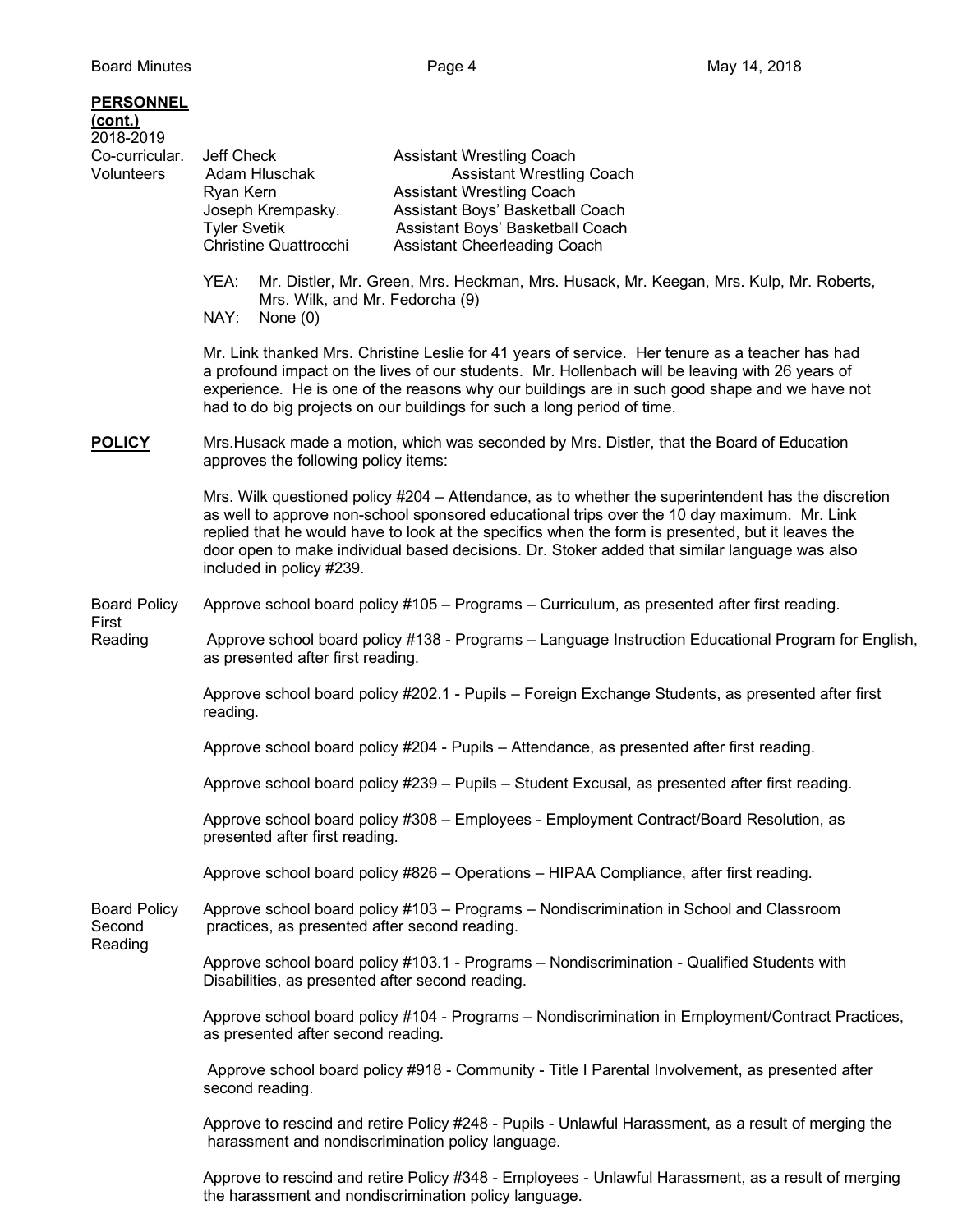**PERSONNEL (cont.)**

2018-2019 Co-curricular. Volunteers

| | |
|---|---|
| Jeff Check | Assistant Wrestling Coach |
| Adam Hluschak | Assistant Wrestling Coach |
| Ryan Kern | Assistant Wrestling Coach |
| Joseph Krempasky. | Assistant Boys' Basketball Coach |
| Tyler Svetik | Assistant Boys' Basketball Coach |
| Christine Quattrocchi | Assistant Cheerleading Coach |

YEA: Mr. Distler, Mr. Green, Mrs. Heckman, Mrs. Husack, Mr. Keegan, Mrs. Kulp, Mr. Roberts, Mrs. Wilk, and Mr. Fedorcha (9)
NAY: None (0)

Mr. Link thanked Mrs. Christine Leslie for 41 years of service. Her tenure as a teacher has had a profound impact on the lives of our students. Mr. Hollenbach will be leaving with 26 years of experience. He is one of the reasons why our buildings are in such good shape and we have not had to do big projects on our buildings for such a long period of time.

**POLICY**

Mrs.Husack made a motion, which was seconded by Mrs. Distler, that the Board of Education approves the following policy items:

Mrs. Wilk questioned policy #204 – Attendance, as to whether the superintendent has the discretion as well to approve non-school sponsored educational trips over the 10 day maximum. Mr. Link replied that he would have to look at the specifics when the form is presented, but it leaves the door open to make individual based decisions. Dr. Stoker added that similar language was also included in policy #239.

Board Policy First Reading

Approve school board policy #105 – Programs – Curriculum, as presented after first reading.

Approve school board policy #138 - Programs – Language Instruction Educational Program for English, as presented after first reading.

Approve school board policy #202.1 - Pupils – Foreign Exchange Students, as presented after first reading.

Approve school board policy #204 - Pupils – Attendance, as presented after first reading.

Approve school board policy #239 – Pupils – Student Excusal, as presented after first reading.

Approve school board policy #308 – Employees - Employment Contract/Board Resolution, as presented after first reading.

Approve school board policy #826 – Operations – HIPAA Compliance, after first reading.

Board Policy Second Reading

Approve school board policy #103 – Programs – Nondiscrimination in School and Classroom practices, as presented after second reading.

Approve school board policy #103.1 - Programs – Nondiscrimination - Qualified Students with Disabilities, as presented after second reading.

Approve school board policy #104 - Programs – Nondiscrimination in Employment/Contract Practices, as presented after second reading.

Approve school board policy #918 - Community - Title I Parental Involvement, as presented after second reading.

Approve to rescind and retire Policy #248 - Pupils - Unlawful Harassment, as a result of merging the harassment and nondiscrimination policy language.

Approve to rescind and retire Policy #348 - Employees - Unlawful Harassment, as a result of merging the harassment and nondiscrimination policy language.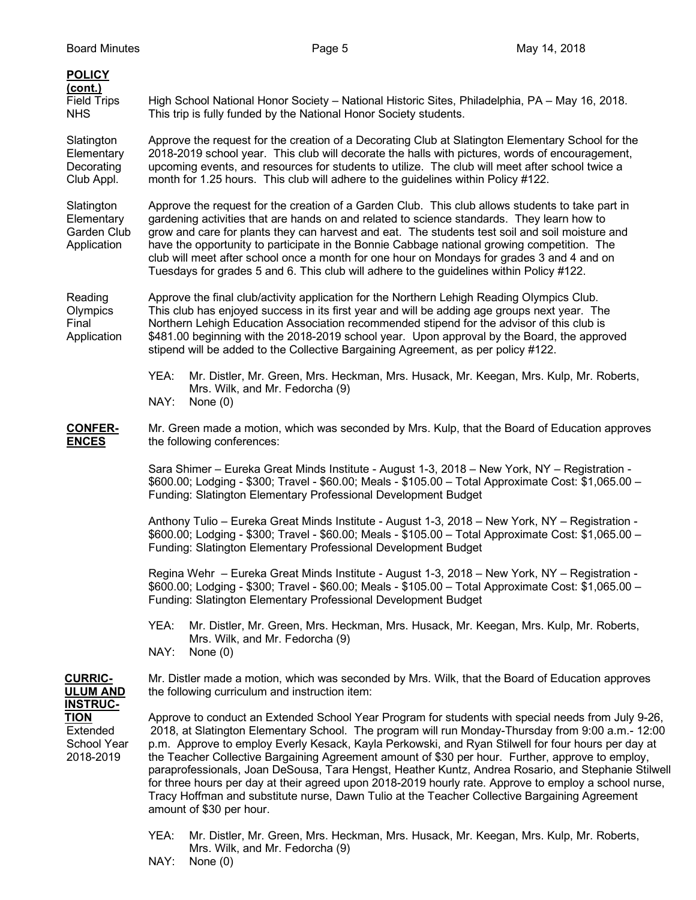**POLICY (cont.)**

Field Trips NHS

High School National Honor Society – National Historic Sites, Philadelphia, PA – May 16, 2018. This trip is fully funded by the National Honor Society students.

Slatington Elementary Decorating Club Appl.

Approve the request for the creation of a Decorating Club at Slatington Elementary School for the 2018-2019 school year. This club will decorate the halls with pictures, words of encouragement, upcoming events, and resources for students to utilize. The club will meet after school twice a month for 1.25 hours. This club will adhere to the guidelines within Policy #122.

Slatington Elementary Garden Club Application

Approve the request for the creation of a Garden Club. This club allows students to take part in gardening activities that are hands on and related to science standards. They learn how to grow and care for plants they can harvest and eat. The students test soil and soil moisture and have the opportunity to participate in the Bonnie Cabbage national growing competition. The club will meet after school once a month for one hour on Mondays for grades 3 and 4 and on Tuesdays for grades 5 and 6. This club will adhere to the guidelines within Policy #122.

Reading Olympics Final Application

Approve the final club/activity application for the Northern Lehigh Reading Olympics Club. This club has enjoyed success in its first year and will be adding age groups next year. The Northern Lehigh Education Association recommended stipend for the advisor of this club is $481.00 beginning with the 2018-2019 school year. Upon approval by the Board, the approved stipend will be added to the Collective Bargaining Agreement, as per policy #122.

YEA: Mr. Distler, Mr. Green, Mrs. Heckman, Mrs. Husack, Mr. Keegan, Mrs. Kulp, Mr. Roberts, Mrs. Wilk, and Mr. Fedorcha (9)
NAY: None (0)

**CONFERENCES**

Mr. Green made a motion, which was seconded by Mrs. Kulp, that the Board of Education approves the following conferences:

Sara Shimer – Eureka Great Minds Institute - August 1-3, 2018 – New York, NY – Registration - $600.00; Lodging - $300; Travel - $60.00; Meals - $105.00 – Total Approximate Cost: $1,065.00 – Funding: Slatington Elementary Professional Development Budget

Anthony Tulio – Eureka Great Minds Institute - August 1-3, 2018 – New York, NY – Registration - $600.00; Lodging - $300; Travel - $60.00; Meals - $105.00 – Total Approximate Cost: $1,065.00 – Funding: Slatington Elementary Professional Development Budget

Regina Wehr – Eureka Great Minds Institute - August 1-3, 2018 – New York, NY – Registration - $600.00; Lodging - $300; Travel - $60.00; Meals - $105.00 – Total Approximate Cost: $1,065.00 – Funding: Slatington Elementary Professional Development Budget

YEA: Mr. Distler, Mr. Green, Mrs. Heckman, Mrs. Husack, Mr. Keegan, Mrs. Kulp, Mr. Roberts, Mrs. Wilk, and Mr. Fedorcha (9)
NAY: None (0)

**CURRICULUM AND INSTRUCTION**

Mr. Distler made a motion, which was seconded by Mrs. Wilk, that the Board of Education approves the following curriculum and instruction item:

Extended School Year 2018-2019

Approve to conduct an Extended School Year Program for students with special needs from July 9-26, 2018, at Slatington Elementary School. The program will run Monday-Thursday from 9:00 a.m.- 12:00 p.m. Approve to employ Everly Kesack, Kayla Perkowski, and Ryan Stilwell for four hours per day at the Teacher Collective Bargaining Agreement amount of $30 per hour. Further, approve to employ, paraprofessionals, Joan DeSousa, Tara Hengst, Heather Kuntz, Andrea Rosario, and Stephanie Stilwell for three hours per day at their agreed upon 2018-2019 hourly rate. Approve to employ a school nurse, Tracy Hoffman and substitute nurse, Dawn Tulio at the Teacher Collective Bargaining Agreement amount of $30 per hour.

YEA: Mr. Distler, Mr. Green, Mrs. Heckman, Mrs. Husack, Mr. Keegan, Mrs. Kulp, Mr. Roberts, Mrs. Wilk, and Mr. Fedorcha (9)
NAY: None (0)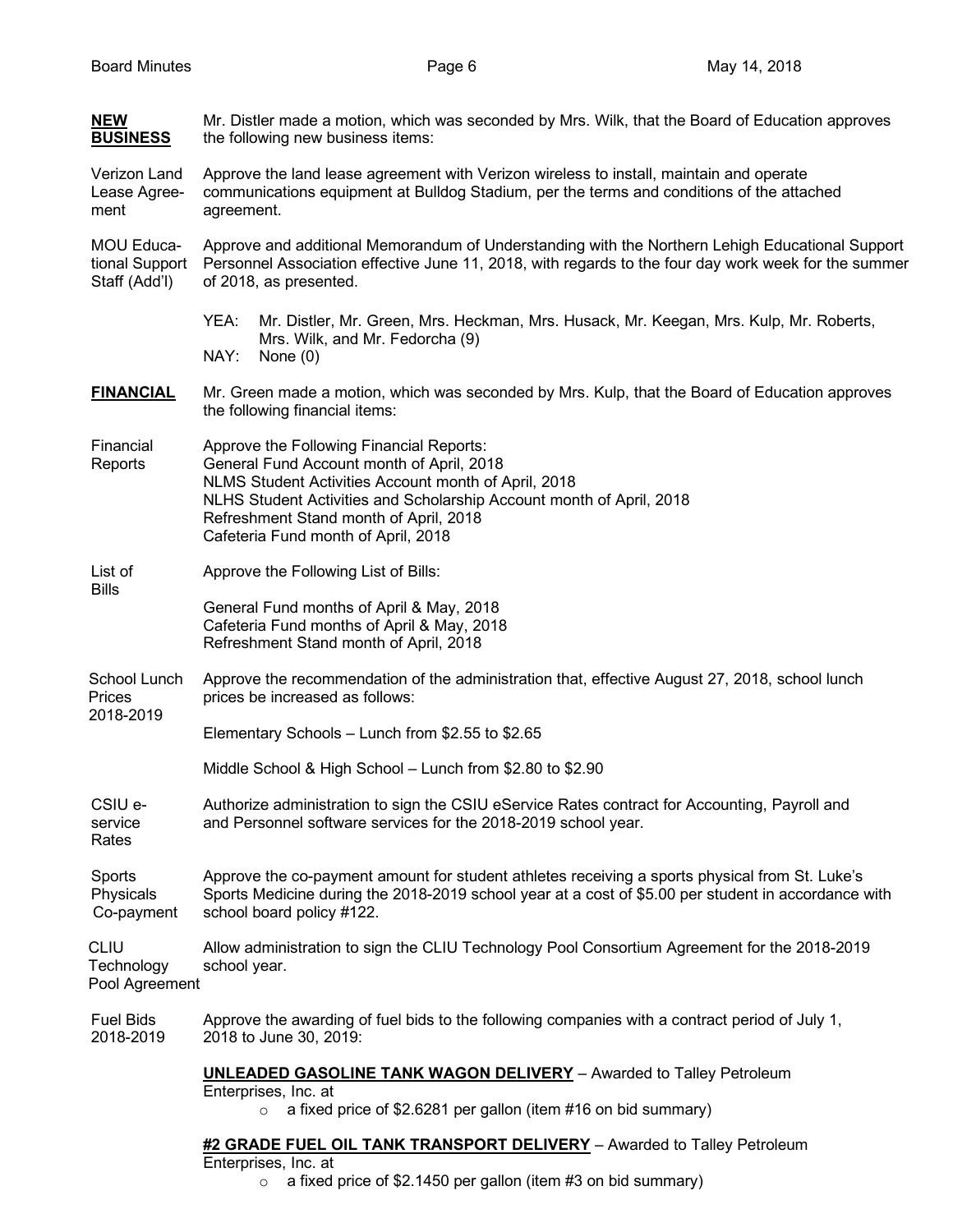**NEW BUSINESS**

Mr. Distler made a motion, which was seconded by Mrs. Wilk, that the Board of Education approves the following new business items:

Verizon Land Lease Agreement

Approve the land lease agreement with Verizon wireless to install, maintain and operate communications equipment at Bulldog Stadium, per the terms and conditions of the attached agreement.

MOU Educational Support Staff (Add'l)

Approve and additional Memorandum of Understanding with the Northern Lehigh Educational Support Personnel Association effective June 11, 2018, with regards to the four day work week for the summer of 2018, as presented.

YEA: Mr. Distler, Mr. Green, Mrs. Heckman, Mrs. Husack, Mr. Keegan, Mrs. Kulp, Mr. Roberts, Mrs. Wilk, and Mr. Fedorcha (9)
NAY: None (0)

**FINANCIAL**

Mr. Green made a motion, which was seconded by Mrs. Kulp, that the Board of Education approves the following financial items:

Financial Reports

Approve the Following Financial Reports:
General Fund Account month of April, 2018
NLMS Student Activities Account month of April, 2018
NLHS Student Activities and Scholarship Account month of April, 2018
Refreshment Stand month of April, 2018
Cafeteria Fund month of April, 2018

List of Bills

Approve the Following List of Bills:

General Fund months of April & May, 2018
Cafeteria Fund months of April & May, 2018
Refreshment Stand month of April, 2018

School Lunch Prices 2018-2019

Approve the recommendation of the administration that, effective August 27, 2018, school lunch prices be increased as follows:

Elementary Schools – Lunch from $2.55 to $2.65

Middle School & High School – Lunch from $2.80 to $2.90

CSIU e-service Rates

Authorize administration to sign the CSIU eService Rates contract for Accounting, Payroll and and Personnel software services for the 2018-2019 school year.

Sports Physicals Co-payment

Approve the co-payment amount for student athletes receiving a sports physical from St. Luke's Sports Medicine during the 2018-2019 school year at a cost of $5.00 per student in accordance with school board policy #122.

CLIU Technology Pool Agreement

Allow administration to sign the CLIU Technology Pool Consortium Agreement for the 2018-2019 school year.

Fuel Bids 2018-2019

Approve the awarding of fuel bids to the following companies with a contract period of July 1, 2018 to June 30, 2019:

**UNLEADED GASOLINE TANK WAGON DELIVERY** – Awarded to Talley Petroleum Enterprises, Inc. at

- a fixed price of $2.6281 per gallon (item #16 on bid summary)

**#2 GRADE FUEL OIL TANK TRANSPORT DELIVERY** – Awarded to Talley Petroleum Enterprises, Inc. at

- a fixed price of $2.1450 per gallon (item #3 on bid summary)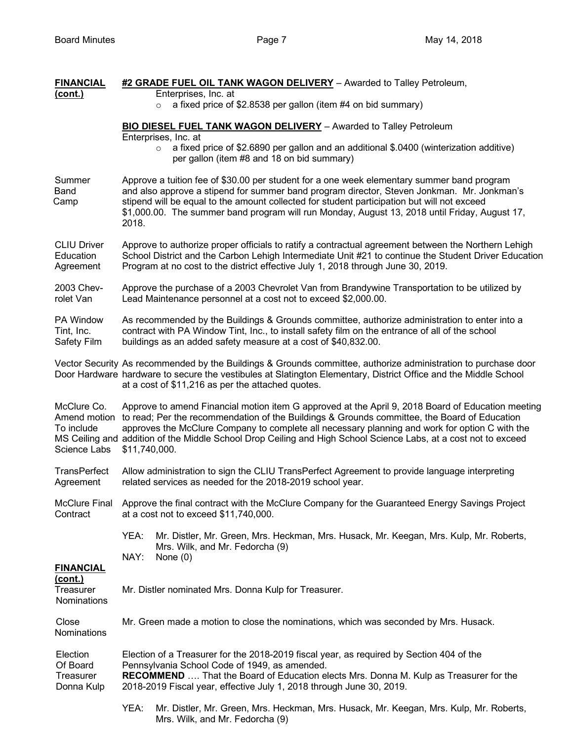**FINANCIAL (cont.)**

**#2 GRADE FUEL OIL TANK WAGON DELIVERY** – Awarded to Talley Petroleum, Enterprises, Inc. at
- a fixed price of $2.8538 per gallon (item #4 on bid summary)

**BIO DIESEL FUEL TANK WAGON DELIVERY** – Awarded to Talley Petroleum Enterprises, Inc. at
- a fixed price of $2.6890 per gallon and an additional $.0400 (winterization additive) per gallon (item #8 and 18 on bid summary)

Summer Band Camp — Approve a tuition fee of $30.00 per student for a one week elementary summer band program and also approve a stipend for summer band program director, Steven Jonkman. Mr. Jonkman's stipend will be equal to the amount collected for student participation but will not exceed $1,000.00. The summer band program will run Monday, August 13, 2018 until Friday, August 17, 2018.

CLIU Driver Education Agreement — Approve to authorize proper officials to ratify a contractual agreement between the Northern Lehigh School District and the Carbon Lehigh Intermediate Unit #21 to continue the Student Driver Education Program at no cost to the district effective July 1, 2018 through June 30, 2019.

2003 Chevrolet Van — Approve the purchase of a 2003 Chevrolet Van from Brandywine Transportation to be utilized by Lead Maintenance personnel at a cost not to exceed $2,000.00.

PA Window Tint, Inc. Safety Film — As recommended by the Buildings & Grounds committee, authorize administration to enter into a contract with PA Window Tint, Inc., to install safety film on the entrance of all of the school buildings as an added safety measure at a cost of $40,832.00.

Vector Security Door Hardware — As recommended by the Buildings & Grounds committee, authorize administration to purchase door hardware to secure the vestibules at Slatington Elementary, District Office and the Middle School at a cost of $11,216 as per the attached quotes.

McClure Co. Amend motion To include MS Ceiling and Science Labs — Approve to amend Financial motion item G approved at the April 9, 2018 Board of Education meeting to read; Per the recommendation of the Buildings & Grounds committee, the Board of Education approves the McClure Company to complete all necessary planning and work for option C with the addition of the Middle School Drop Ceiling and High School Science Labs, at a cost not to exceed $11,740,000.

TransPerfect Agreement — Allow administration to sign the CLIU TransPerfect Agreement to provide language interpreting related services as needed for the 2018-2019 school year.

McClure Final Contract — Approve the final contract with the McClure Company for the Guaranteed Energy Savings Project at a cost not to exceed $11,740,000.

YEA: Mr. Distler, Mr. Green, Mrs. Heckman, Mrs. Husack, Mr. Keegan, Mrs. Kulp, Mr. Roberts, Mrs. Wilk, and Mr. Fedorcha (9)
NAY: None (0)

**FINANCIAL (cont.)**

Treasurer Nominations — Mr. Distler nominated Mrs. Donna Kulp for Treasurer.

Close Nominations — Mr. Green made a motion to close the nominations, which was seconded by Mrs. Husack.

Election Of Board Treasurer Donna Kulp — Election of a Treasurer for the 2018-2019 fiscal year, as required by Section 404 of the Pennsylvania School Code of 1949, as amended.
**RECOMMEND** …. That the Board of Education elects Mrs. Donna M. Kulp as Treasurer for the 2018-2019 Fiscal year, effective July 1, 2018 through June 30, 2019.

YEA: Mr. Distler, Mr. Green, Mrs. Heckman, Mrs. Husack, Mr. Keegan, Mrs. Kulp, Mr. Roberts, Mrs. Wilk, and Mr. Fedorcha (9)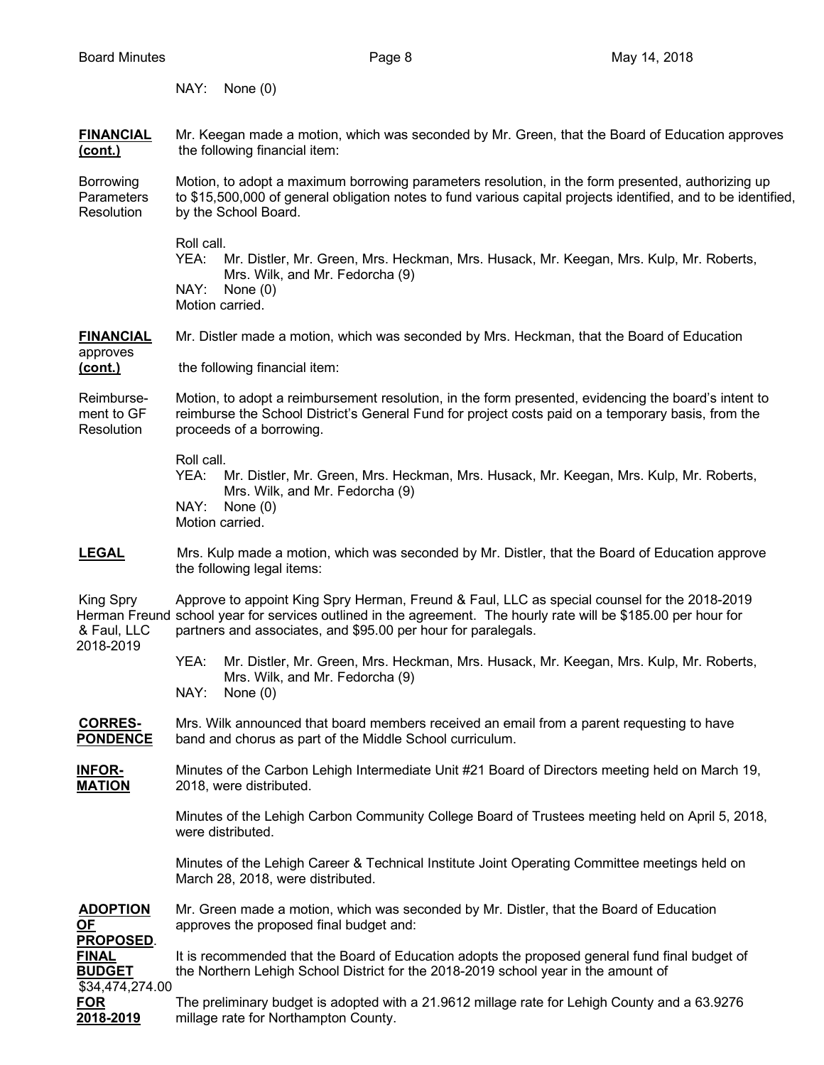NAY: None (0)

**FINANCIAL (cont.)**

Mr. Keegan made a motion, which was seconded by Mr. Green, that the Board of Education approves the following financial item:

Borrowing Parameters Resolution

Motion, to adopt a maximum borrowing parameters resolution, in the form presented, authorizing up to $15,500,000 of general obligation notes to fund various capital projects identified, and to be identified, by the School Board.

Roll call.
YEA: Mr. Distler, Mr. Green, Mrs. Heckman, Mrs. Husack, Mr. Keegan, Mrs. Kulp, Mr. Roberts, Mrs. Wilk, and Mr. Fedorcha (9)
NAY: None (0)
Motion carried.

**FINANCIAL (cont.)**

Mr. Distler made a motion, which was seconded by Mrs. Heckman, that the Board of Education approves the following financial item:

Reimbursement to GF Resolution

Motion, to adopt a reimbursement resolution, in the form presented, evidencing the board's intent to reimburse the School District's General Fund for project costs paid on a temporary basis, from the proceeds of a borrowing.

Roll call.
YEA: Mr. Distler, Mr. Green, Mrs. Heckman, Mrs. Husack, Mr. Keegan, Mrs. Kulp, Mr. Roberts, Mrs. Wilk, and Mr. Fedorcha (9)
NAY: None (0)
Motion carried.

**LEGAL**

Mrs. Kulp made a motion, which was seconded by Mr. Distler, that the Board of Education approve the following legal items:

King Spry Herman Freund & Faul, LLC 2018-2019

Approve to appoint King Spry Herman, Freund & Faul, LLC as special counsel for the 2018-2019 school year for services outlined in the agreement. The hourly rate will be $185.00 per hour for partners and associates, and $95.00 per hour for paralegals.

YEA: Mr. Distler, Mr. Green, Mrs. Heckman, Mrs. Husack, Mr. Keegan, Mrs. Kulp, Mr. Roberts, Mrs. Wilk, and Mr. Fedorcha (9)
NAY: None (0)

**CORRESPONDENCE**

Mrs. Wilk announced that board members received an email from a parent requesting to have band and chorus as part of the Middle School curriculum.

**INFORMATION**

Minutes of the Carbon Lehigh Intermediate Unit #21 Board of Directors meeting held on March 19, 2018, were distributed.

Minutes of the Lehigh Carbon Community College Board of Trustees meeting held on April 5, 2018, were distributed.

Minutes of the Lehigh Career & Technical Institute Joint Operating Committee meetings held on March 28, 2018, were distributed.

**ADOPTION OF PROPOSED. FINAL BUDGET FOR 2018-2019**

Mr. Green made a motion, which was seconded by Mr. Distler, that the Board of Education approves the proposed final budget and:

$34,474,274.00

It is recommended that the Board of Education adopts the proposed general fund final budget of the Northern Lehigh School District for the 2018-2019 school year in the amount of

The preliminary budget is adopted with a 21.9612 millage rate for Lehigh County and a 63.9276 millage rate for Northampton County.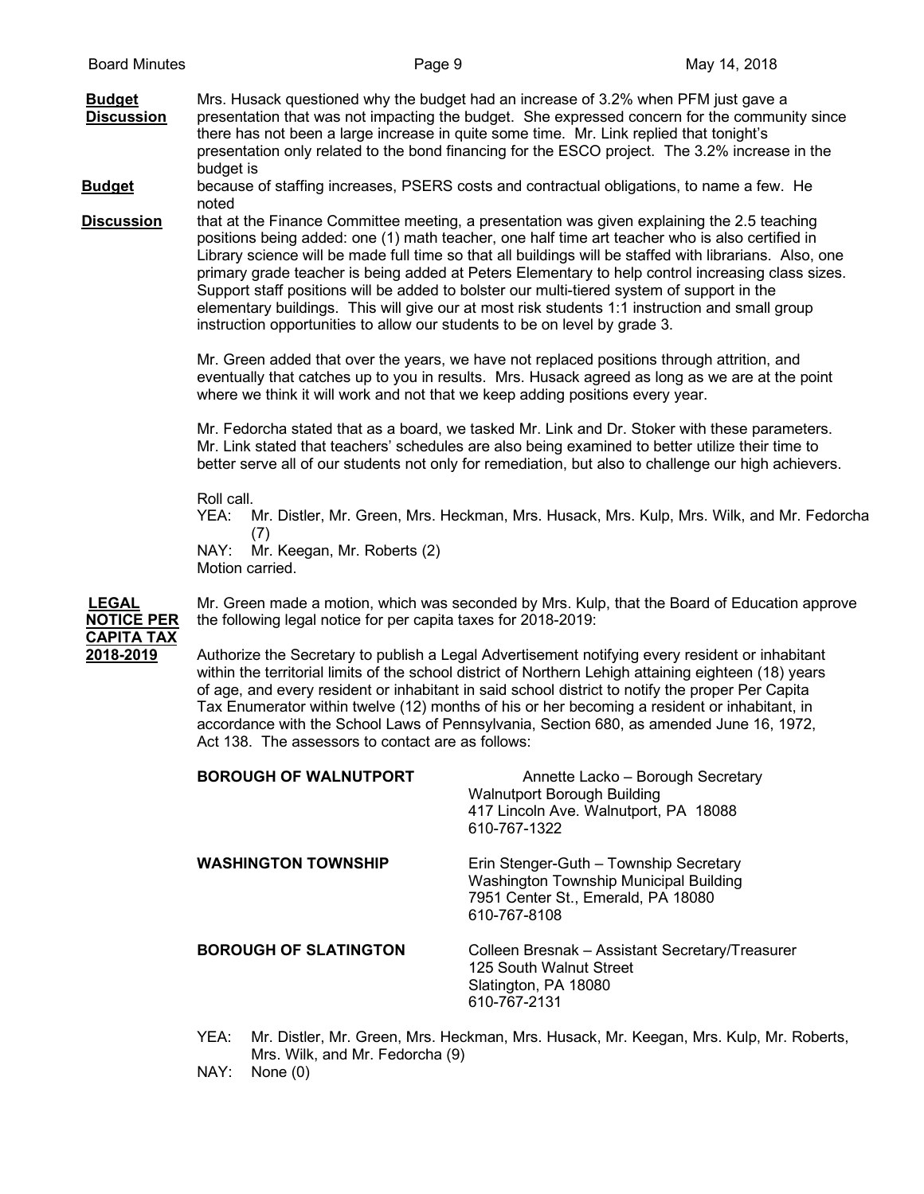**Budget Discussion**

Mrs. Husack questioned why the budget had an increase of 3.2% when PFM just gave a presentation that was not impacting the budget. She expressed concern for the community since there has not been a large increase in quite some time. Mr. Link replied that tonight's presentation only related to the bond financing for the ESCO project. The 3.2% increase in the budget is because of staffing increases, PSERS costs and contractual obligations, to name a few. He noted that at the Finance Committee meeting, a presentation was given explaining the 2.5 teaching positions being added: one (1) math teacher, one half time art teacher who is also certified in Library science will be made full time so that all buildings will be staffed with librarians. Also, one primary grade teacher is being added at Peters Elementary to help control increasing class sizes. Support staff positions will be added to bolster our multi-tiered system of support in the elementary buildings. This will give our at most risk students 1:1 instruction and small group instruction opportunities to allow our students to be on level by grade 3.

Mr. Green added that over the years, we have not replaced positions through attrition, and eventually that catches up to you in results. Mrs. Husack agreed as long as we are at the point where we think it will work and not that we keep adding positions every year.

Mr. Fedorcha stated that as a board, we tasked Mr. Link and Dr. Stoker with these parameters. Mr. Link stated that teachers' schedules are also being examined to better utilize their time to better serve all of our students not only for remediation, but also to challenge our high achievers.

Roll call.
YEA: Mr. Distler, Mr. Green, Mrs. Heckman, Mrs. Husack, Mrs. Kulp, Mrs. Wilk, and Mr. Fedorcha (7)
NAY: Mr. Keegan, Mr. Roberts (2)
Motion carried.

**LEGAL NOTICE PER CAPITA TAX 2018-2019**

Mr. Green made a motion, which was seconded by Mrs. Kulp, that the Board of Education approve the following legal notice for per capita taxes for 2018-2019:

Authorize the Secretary to publish a Legal Advertisement notifying every resident or inhabitant within the territorial limits of the school district of Northern Lehigh attaining eighteen (18) years of age, and every resident or inhabitant in said school district to notify the proper Per Capita Tax Enumerator within twelve (12) months of his or her becoming a resident or inhabitant, in accordance with the School Laws of Pennsylvania, Section 680, as amended June 16, 1972, Act 138. The assessors to contact are as follows:

**BOROUGH OF WALNUTPORT**
Annette Lacko – Borough Secretary
Walnutport Borough Building
417 Lincoln Ave. Walnutport, PA 18088
610-767-1322

**WASHINGTON TOWNSHIP**
Erin Stenger-Guth – Township Secretary
Washington Township Municipal Building
7951 Center St., Emerald, PA 18080
610-767-8108

**BOROUGH OF SLATINGTON**
Colleen Bresnak – Assistant Secretary/Treasurer
125 South Walnut Street
Slatington, PA 18080
610-767-2131

YEA: Mr. Distler, Mr. Green, Mrs. Heckman, Mrs. Husack, Mr. Keegan, Mrs. Kulp, Mr. Roberts, Mrs. Wilk, and Mr. Fedorcha (9)
NAY: None (0)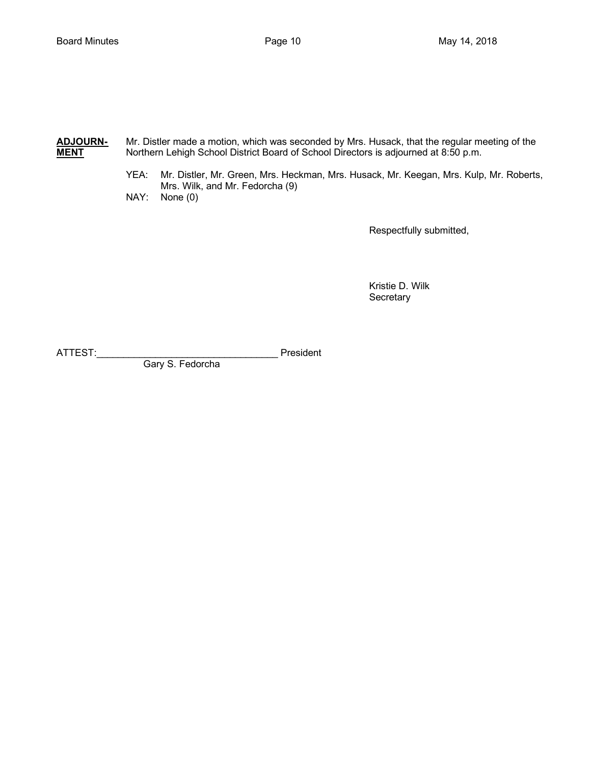**ADJOURN-MENT**

Mr. Distler made a motion, which was seconded by Mrs. Husack, that the regular meeting of the Northern Lehigh School District Board of School Directors is adjourned at 8:50 p.m.

YEA: Mr. Distler, Mr. Green, Mrs. Heckman, Mrs. Husack, Mr. Keegan, Mrs. Kulp, Mr. Roberts, Mrs. Wilk, and Mr. Fedorcha (9)
NAY: None (0)

Respectfully submitted,

Kristie D. Wilk
Secretary

ATTEST:\_\_\_\_\_\_\_\_\_\_\_\_\_\_\_\_\_\_\_\_\_\_\_\_\_\_\_\_\_\_\_\_\_\_ President
Gary S. Fedorcha